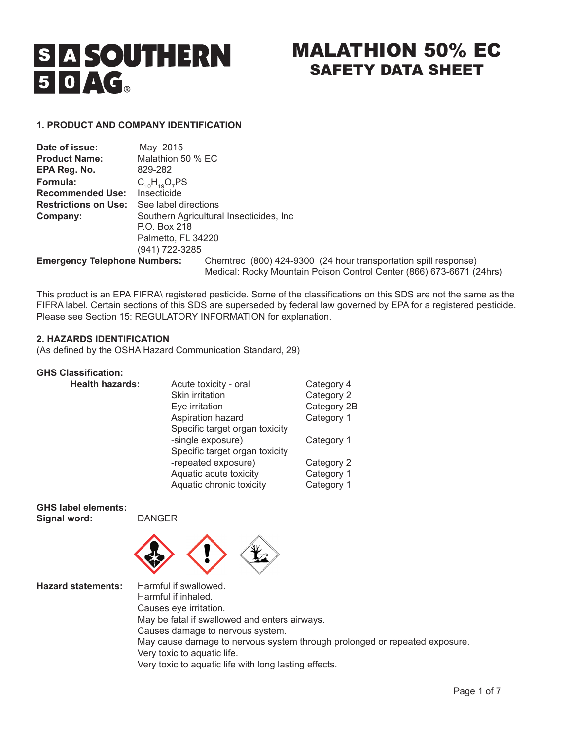# SOUTHERN AG

# MALATHION 50% EC
## SAFETY DATA SHEET

### 1. PRODUCT AND COMPANY IDENTIFICATION

**Date of issue:** May 2015
**Product Name:** Malathion 50 % EC
**EPA Reg. No.** 829-282
**Formula:** $C_{10}H_{19}O_7PS$
**Recommended Use:** Insecticide
**Restrictions on Use:** See label directions
**Company:** Southern Agricultural Insecticides, Inc
P.O. Box 218
Palmetto, FL 34220
(941) 722-3285
**Emergency Telephone Numbers:** Chemtrec (800) 424-9300 (24 hour transportation spill response)
Medical: Rocky Mountain Poison Control Center (866) 673-6671 (24hrs)

This product is an EPA FIFRA\ registered pesticide. Some of the classifications on this SDS are not the same as the FIFRA label. Certain sections of this SDS are superseded by federal law governed by EPA for a registered pesticide. Please see Section 15: REGULATORY INFORMATION for explanation.

### 2. HAZARDS IDENTIFICATION

(As defined by the OSHA Hazard Communication Standard, 29)

**GHS Classification:**

| **Health hazards:** | | |
|---|---|---|
| | Acute toxicity - oral | Category 4 |
| | Skin irritation | Category 2 |
| | Eye irritation | Category 2B |
| | Aspiration hazard | Category 1 |
| | Specific target organ toxicity -single exposure) | Category 1 |
| | Specific target organ toxicity -repeated exposure) | Category 2 |
| | Aquatic acute toxicity | Category 1 |
| | Aquatic chronic toxicity | Category 1 |

**GHS label elements:**
**Signal word:** DANGER

**Hazard statements:**
Harmful if swallowed.
Harmful if inhaled.
Causes eye irritation.
May be fatal if swallowed and enters airways.
Causes damage to nervous system.
May cause damage to nervous system through prolonged or repeated exposure.
Very toxic to aquatic life.
Very toxic to aquatic life with long lasting effects.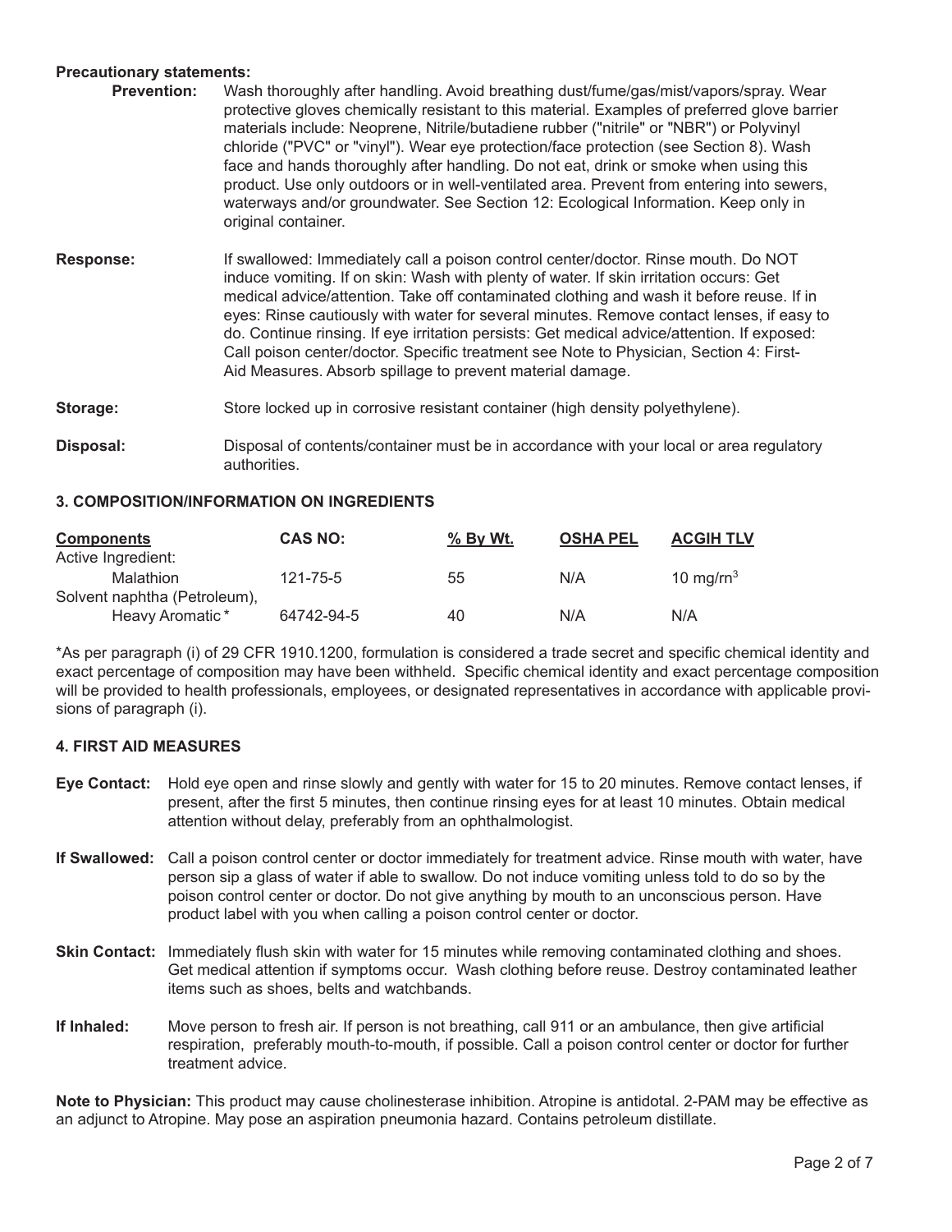**Precautionary statements:**

**Prevention:** Wash thoroughly after handling. Avoid breathing dust/fume/gas/mist/vapors/spray. Wear protective gloves chemically resistant to this material. Examples of preferred glove barrier materials include: Neoprene, Nitrile/butadiene rubber ("nitrile" or "NBR") or Polyvinyl chloride ("PVC" or "vinyl"). Wear eye protection/face protection (see Section 8). Wash face and hands thoroughly after handling. Do not eat, drink or smoke when using this product. Use only outdoors or in well-ventilated area. Prevent from entering into sewers, waterways and/or groundwater. See Section 12: Ecological Information. Keep only in original container.

**Response:** If swallowed: Immediately call a poison control center/doctor. Rinse mouth. Do NOT induce vomiting. If on skin: Wash with plenty of water. If skin irritation occurs: Get medical advice/attention. Take off contaminated clothing and wash it before reuse. If in eyes: Rinse cautiously with water for several minutes. Remove contact lenses, if easy to do. Continue rinsing. If eye irritation persists: Get medical advice/attention. If exposed: Call poison center/doctor. Specific treatment see Note to Physician, Section 4: First-Aid Measures. Absorb spillage to prevent material damage.

**Storage:** Store locked up in corrosive resistant container (high density polyethylene).

**Disposal:** Disposal of contents/container must be in accordance with your local or area regulatory authorities.

## 3. COMPOSITION/INFORMATION ON INGREDIENTS

| Components | CAS NO: | % By Wt. | OSHA PEL | ACGIH TLV |
|---|---|---|---|---|
| Active Ingredient: | | | | |
| Malathion | 121-75-5 | 55 | N/A | 10 $mg/m^3$ |
| Solvent naphtha (Petroleum), Heavy Aromatic* | 64742-94-5 | 40 | N/A | N/A |

*As per paragraph (i) of 29 CFR 1910.1200, formulation is considered a trade secret and specific chemical identity and exact percentage of composition may have been withheld. Specific chemical identity and exact percentage composition will be provided to health professionals, employees, or designated representatives in accordance with applicable provisions of paragraph (i).

## 4. FIRST AID MEASURES

**Eye Contact:** Hold eye open and rinse slowly and gently with water for 15 to 20 minutes. Remove contact lenses, if present, after the first 5 minutes, then continue rinsing eyes for at least 10 minutes. Obtain medical attention without delay, preferably from an ophthalmologist.

**If Swallowed:** Call a poison control center or doctor immediately for treatment advice. Rinse mouth with water, have person sip a glass of water if able to swallow. Do not induce vomiting unless told to do so by the poison control center or doctor. Do not give anything by mouth to an unconscious person. Have product label with you when calling a poison control center or doctor.

**Skin Contact:** Immediately flush skin with water for 15 minutes while removing contaminated clothing and shoes. Get medical attention if symptoms occur. Wash clothing before reuse. Destroy contaminated leather items such as shoes, belts and watchbands.

**If Inhaled:** Move person to fresh air. If person is not breathing, call 911 or an ambulance, then give artificial respiration, preferably mouth-to-mouth, if possible. Call a poison control center or doctor for further treatment advice.

**Note to Physician:** This product may cause cholinesterase inhibition. Atropine is antidotal. 2-PAM may be effective as an adjunct to Atropine. May pose an aspiration pneumonia hazard. Contains petroleum distillate.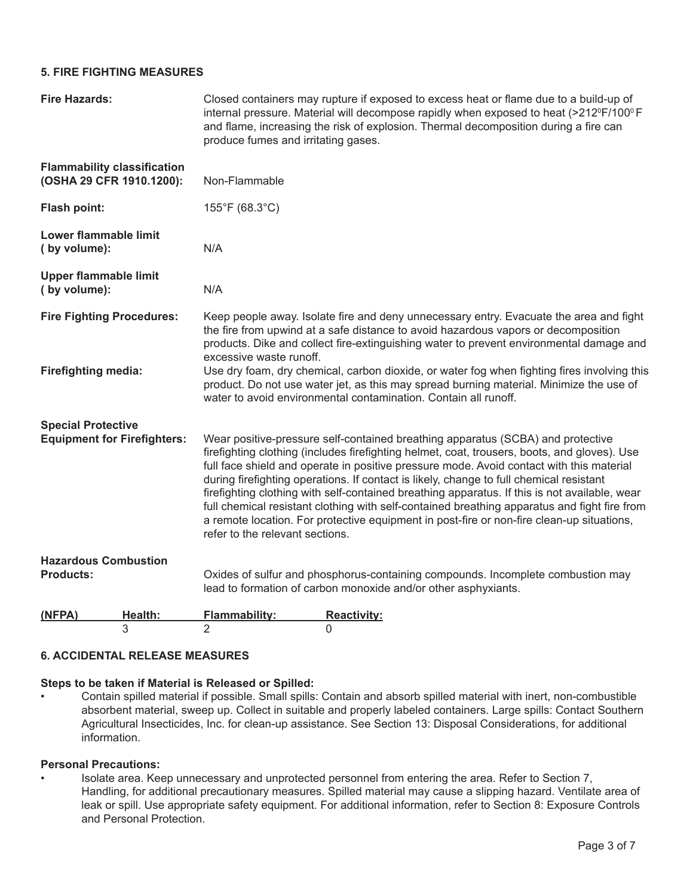## 5. FIRE FIGHTING MEASURES

**Fire Hazards:** Closed containers may rupture if exposed to excess heat or flame due to a build-up of internal pressure. Material will decompose rapidly when exposed to heat (>212°F/100°F and flame, increasing the risk of explosion. Thermal decomposition during a fire can produce fumes and irritating gases.

**Flammability classification (OSHA 29 CFR 1910.1200):** Non-Flammable

**Flash point:** 155°F (68.3°C)

**Lower flammable limit ( by volume):** N/A

**Upper flammable limit ( by volume):** N/A

**Fire Fighting Procedures:** Keep people away. Isolate fire and deny unnecessary entry. Evacuate the area and fight the fire from upwind at a safe distance to avoid hazardous vapors or decomposition products. Dike and collect fire-extinguishing water to prevent environmental damage and excessive waste runoff.

**Firefighting media:** Use dry foam, dry chemical, carbon dioxide, or water fog when fighting fires involving this product. Do not use water jet, as this may spread burning material. Minimize the use of water to avoid environmental contamination. Contain all runoff.

**Special Protective Equipment for Firefighters:** Wear positive-pressure self-contained breathing apparatus (SCBA) and protective firefighting clothing (includes firefighting helmet, coat, trousers, boots, and gloves). Use full face shield and operate in positive pressure mode. Avoid contact with this material during firefighting operations. If contact is likely, change to full chemical resistant firefighting clothing with self-contained breathing apparatus. If this is not available, wear full chemical resistant clothing with self-contained breathing apparatus and fight fire from a remote location. For protective equipment in post-fire or non-fire clean-up situations, refer to the relevant sections.

**Hazardous Combustion Products:** Oxides of sulfur and phosphorus-containing compounds. Incomplete combustion may lead to formation of carbon monoxide and/or other asphyxiants.

| (NFPA) | Health: | Flammability: | Reactivity: |
|---|---|---|---|
| | 3 | 2 | 0 |

## 6. ACCIDENTAL RELEASE MEASURES

**Steps to be taken if Material is Released or Spilled:**

- Contain spilled material if possible. Small spills: Contain and absorb spilled material with inert, non-combustible absorbent material, sweep up. Collect in suitable and properly labeled containers. Large spills: Contact Southern Agricultural Insecticides, Inc. for clean-up assistance. See Section 13: Disposal Considerations, for additional information.

**Personal Precautions:**

- Isolate area. Keep unnecessary and unprotected personnel from entering the area. Refer to Section 7, Handling, for additional precautionary measures. Spilled material may cause a slipping hazard. Ventilate area of leak or spill. Use appropriate safety equipment. For additional information, refer to Section 8: Exposure Controls and Personal Protection.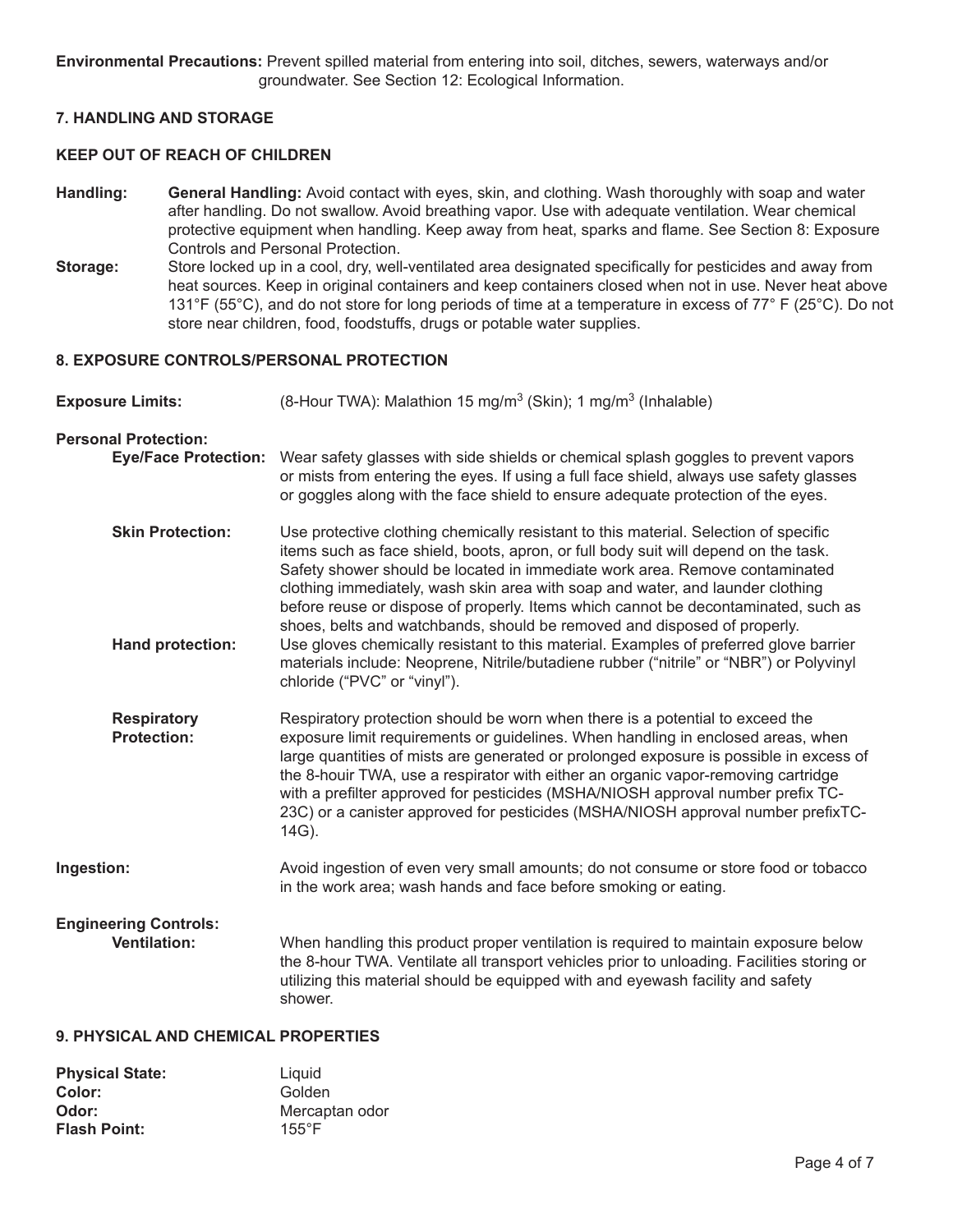**Environmental Precautions:** Prevent spilled material from entering into soil, ditches, sewers, waterways and/or groundwater. See Section 12: Ecological Information.

## 7. HANDLING AND STORAGE

**KEEP OUT OF REACH OF CHILDREN**

**Handling:** **General Handling:** Avoid contact with eyes, skin, and clothing. Wash thoroughly with soap and water after handling. Do not swallow. Avoid breathing vapor. Use with adequate ventilation. Wear chemical protective equipment when handling. Keep away from heat, sparks and flame. See Section 8: Exposure Controls and Personal Protection.

**Storage:** Store locked up in a cool, dry, well-ventilated area designated specifically for pesticides and away from heat sources. Keep in original containers and keep containers closed when not in use. Never heat above 131°F (55°C), and do not store for long periods of time at a temperature in excess of 77° F (25°C). Do not store near children, food, foodstuffs, drugs or potable water supplies.

## 8. EXPOSURE CONTROLS/PERSONAL PROTECTION

**Exposure Limits:** (8-Hour TWA): Malathion 15 mg/m$^3$ (Skin); 1 mg/m$^3$ (Inhalable)

**Personal Protection:**

**Eye/Face Protection:** Wear safety glasses with side shields or chemical splash goggles to prevent vapors or mists from entering the eyes. If using a full face shield, always use safety glasses or goggles along with the face shield to ensure adequate protection of the eyes.

**Skin Protection:** Use protective clothing chemically resistant to this material. Selection of specific items such as face shield, boots, apron, or full body suit will depend on the task. Safety shower should be located in immediate work area. Remove contaminated clothing immediately, wash skin area with soap and water, and launder clothing before reuse or dispose of properly. Items which cannot be decontaminated, such as shoes, belts and watchbands, should be removed and disposed of properly.

**Hand protection:** Use gloves chemically resistant to this material. Examples of preferred glove barrier materials include: Neoprene, Nitrile/butadiene rubber ("nitrile" or "NBR") or Polyvinyl chloride ("PVC" or "vinyl").

**Respiratory Protection:** Respiratory protection should be worn when there is a potential to exceed the exposure limit requirements or guidelines. When handling in enclosed areas, when large quantities of mists are generated or prolonged exposure is possible in excess of the 8-houir TWA, use a respirator with either an organic vapor-removing cartridge with a prefilter approved for pesticides (MSHA/NIOSH approval number prefix TC-23C) or a canister approved for pesticides (MSHA/NIOSH approval number prefixTC-14G).

**Ingestion:** Avoid ingestion of even very small amounts; do not consume or store food or tobacco in the work area; wash hands and face before smoking or eating.

**Engineering Controls:**

**Ventilation:** When handling this product proper ventilation is required to maintain exposure below the 8-hour TWA. Ventilate all transport vehicles prior to unloading. Facilities storing or utilizing this material should be equipped with and eyewash facility and safety shower.

## 9. PHYSICAL AND CHEMICAL PROPERTIES

**Physical State:** Liquid
**Color:** Golden
**Odor:** Mercaptan odor
**Flash Point:** 155°F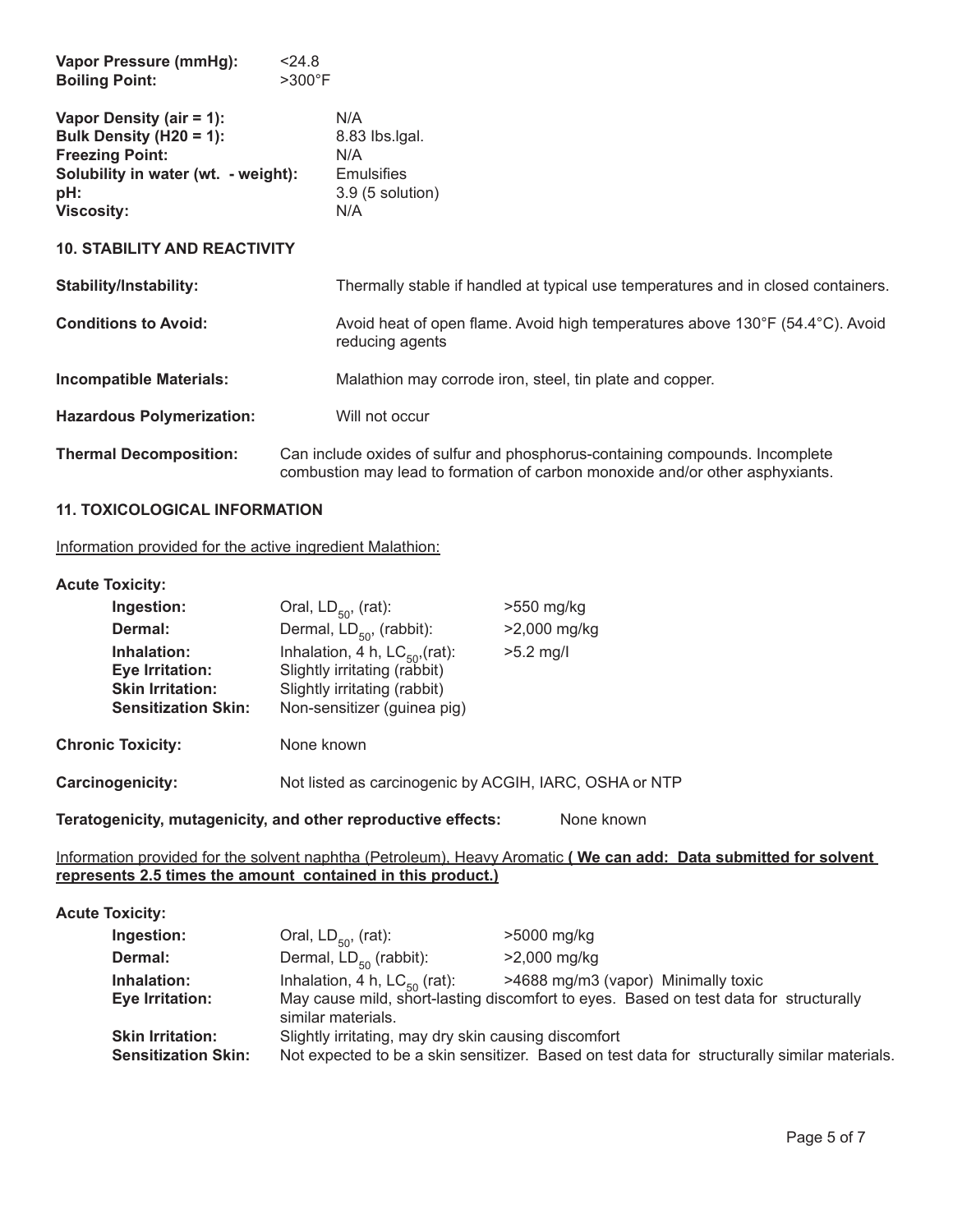| | |
|---|---|
| **Vapor Pressure (mmHg):** | <24.8 |
| **Boiling Point:** | >300°F |
| **Vapor Density (air = 1):** | N/A |
| **Bulk Density (H20 = 1):** | 8.83 lbs.lgal. |
| **Freezing Point:** | N/A |
| **Solubility in water (wt. - weight):** | Emulsifies |
| **pH:** | 3.9 (5 solution) |
| **Viscosity:** | N/A |

## 10. STABILITY AND REACTIVITY

| | |
|---|---|
| **Stability/Instability:** | Thermally stable if handled at typical use temperatures and in closed containers. |
| **Conditions to Avoid:** | Avoid heat of open flame. Avoid high temperatures above 130°F (54.4°C). Avoid reducing agents |
| **Incompatible Materials:** | Malathion may corrode iron, steel, tin plate and copper. |
| **Hazardous Polymerization:** | Will not occur |
| **Thermal Decomposition:** | Can include oxides of sulfur and phosphorus-containing compounds. Incomplete combustion may lead to formation of carbon monoxide and/or other asphyxiants. |

## 11. TOXICOLOGICAL INFORMATION

Information provided for the active ingredient Malathion:

**Acute Toxicity:**

| | | |
|---|---|---|
| **Ingestion:** | Oral, $LD_{50}$, (rat): | >550 mg/kg |
| **Dermal:** | Dermal, $LD_{50}$, (rabbit): | >2,000 mg/kg |
| **Inhalation:** | Inhalation, 4 h, $LC_{50}$,(rat): | >5.2 mg/l |
| **Eye Irritation:** | Slightly irritating (rabbit) | |
| **Skin Irritation:** | Slightly irritating (rabbit) | |
| **Sensitization Skin:** | Non-sensitizer (guinea pig) | |

**Chronic Toxicity:** None known

**Carcinogenicity:** Not listed as carcinogenic by ACGIH, IARC, OSHA or NTP

**Teratogenicity, mutagenicity, and other reproductive effects:** None known

Information provided for the solvent naphtha (Petroleum), Heavy Aromatic **( We can add: Data submitted for solvent represents 2.5 times the amount contained in this product.)**

**Acute Toxicity:**

| | | |
|---|---|---|
| **Ingestion:** | Oral, $LD_{50}$, (rat): | >5000 mg/kg |
| **Dermal:** | Dermal, $LD_{50}$ (rabbit): | >2,000 mg/kg |
| **Inhalation:** | Inhalation, 4 h, $LC_{50}$ (rat): | >4688 mg/m3 (vapor) Minimally toxic |
| **Eye Irritation:** | May cause mild, short-lasting discomfort to eyes. Based on test data for structurally similar materials. | |
| **Skin Irritation:** | Slightly irritating, may dry skin causing discomfort | |
| **Sensitization Skin:** | Not expected to be a skin sensitizer. Based on test data for structurally similar materials. | |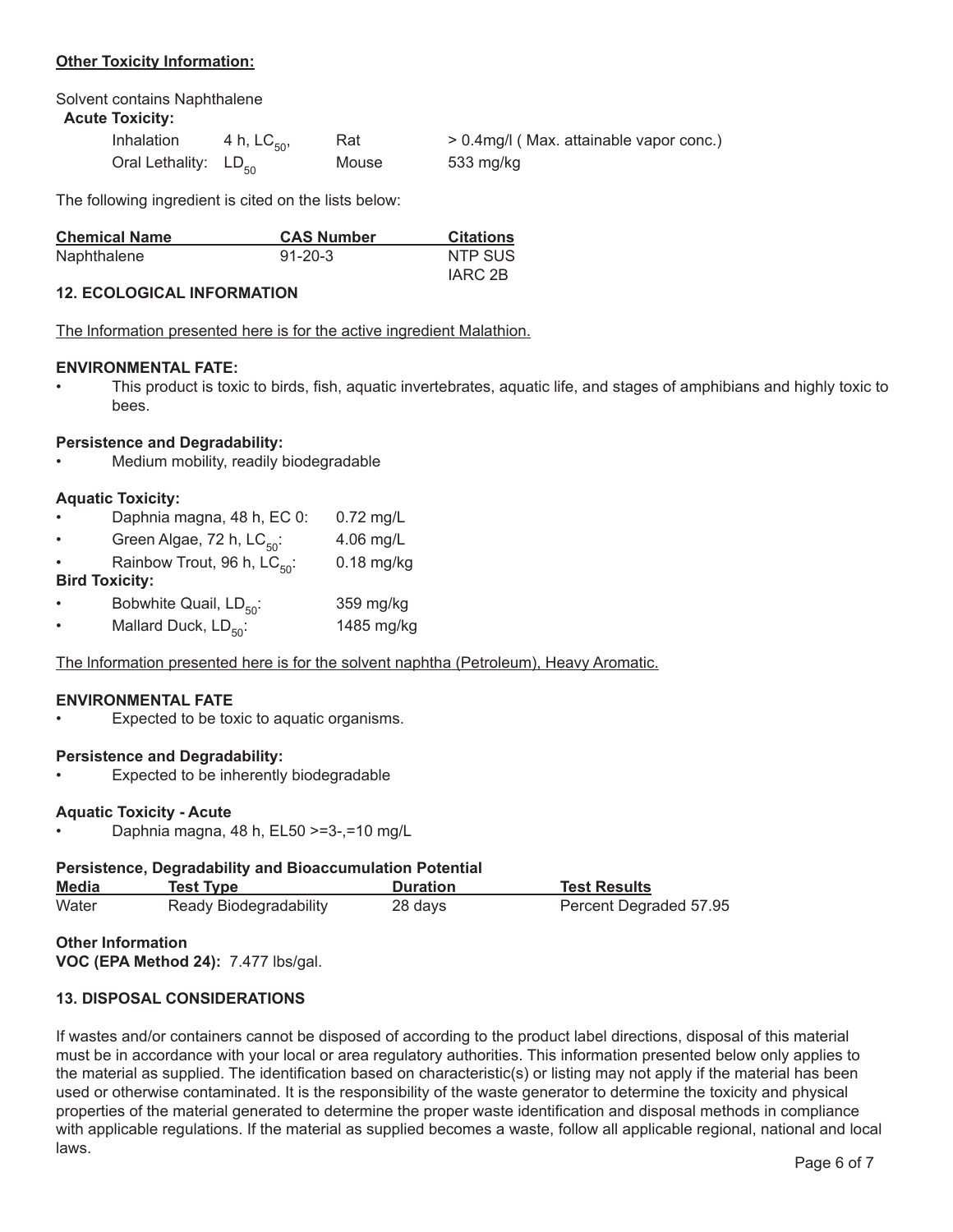**Other Toxicity Information:**

Solvent contains Naphthalene

**Acute Toxicity:**

| | | | |
|---|---|---|---|
| Inhalation | 4 h, $LC_{50}$, | Rat | > 0.4mg/l ( Max. attainable vapor conc.) |
| Oral Lethality: $LD_{50}$ | | Mouse | 533 mg/kg |

The following ingredient is cited on the lists below:

| Chemical Name | CAS Number | Citations |
|---|---|---|
| Naphthalene | 91-20-3 | NTP SUS<br>IARC 2B |

## 12. ECOLOGICAL INFORMATION

The Information presented here is for the active ingredient Malathion.

**ENVIRONMENTAL FATE:**

- This product is toxic to birds, fish, aquatic invertebrates, aquatic life, and stages of amphibians and highly toxic to bees.

**Persistence and Degradability:**

- Medium mobility, readily biodegradable

**Aquatic Toxicity:**

- Daphnia magna, 48 h, EC 0: 0.72 mg/L
- Green Algae, 72 h, $LC_{50}$: 4.06 mg/L
- Rainbow Trout, 96 h, $LC_{50}$: 0.18 mg/kg

**Bird Toxicity:**

- Bobwhite Quail, $LD_{50}$: 359 mg/kg
- Mallard Duck, $LD_{50}$: 1485 mg/kg

The Information presented here is for the solvent naphtha (Petroleum), Heavy Aromatic.

**ENVIRONMENTAL FATE**

- Expected to be toxic to aquatic organisms.

**Persistence and Degradability:**

- Expected to be inherently biodegradable

**Aquatic Toxicity - Acute**

- Daphnia magna, 48 h, EL50 >=3-,=10 mg/L

**Persistence, Degradability and Bioaccumulation Potential**

| Media | Test Type | Duration | Test Results |
|---|---|---|---|
| Water | Ready Biodegradability | 28 days | Percent Degraded 57.95 |

**Other Information**

**VOC (EPA Method 24):** 7.477 lbs/gal.

## 13. DISPOSAL CONSIDERATIONS

If wastes and/or containers cannot be disposed of according to the product label directions, disposal of this material must be in accordance with your local or area regulatory authorities. This information presented below only applies to the material as supplied. The identification based on characteristic(s) or listing may not apply if the material has been used or otherwise contaminated. It is the responsibility of the waste generator to determine the toxicity and physical properties of the material generated to determine the proper waste identification and disposal methods in compliance with applicable regulations. If the material as supplied becomes a waste, follow all applicable regional, national and local laws.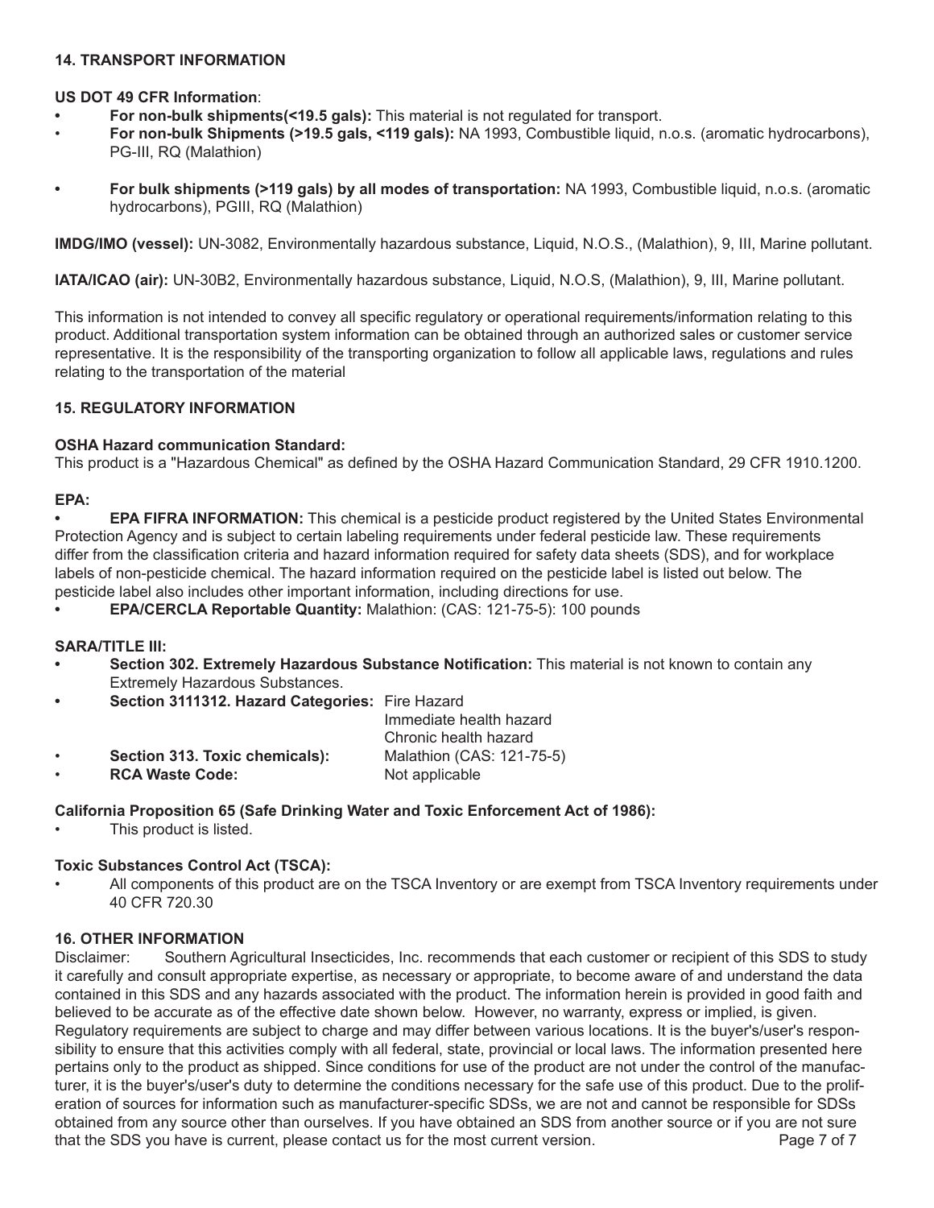### 14. TRANSPORT INFORMATION

**US DOT 49 CFR Information**:

- **For non-bulk shipments(<19.5 gals):** This material is not regulated for transport.
- **For non-bulk Shipments (>19.5 gals, <119 gals):** NA 1993, Combustible liquid, n.o.s. (aromatic hydrocarbons), PG-III, RQ (Malathion)
- **For bulk shipments (>119 gals) by all modes of transportation:** NA 1993, Combustible liquid, n.o.s. (aromatic hydrocarbons), PGIII, RQ (Malathion)

**IMDG/IMO (vessel):** UN-3082, Environmentally hazardous substance, Liquid, N.O.S., (Malathion), 9, III, Marine pollutant.

**IATA/ICAO (air):** UN-30B2, Environmentally hazardous substance, Liquid, N.O.S, (Malathion), 9, III, Marine pollutant.

This information is not intended to convey all specific regulatory or operational requirements/information relating to this product. Additional transportation system information can be obtained through an authorized sales or customer service representative. It is the responsibility of the transporting organization to follow all applicable laws, regulations and rules relating to the transportation of the material

### 15. REGULATORY INFORMATION

**OSHA Hazard communication Standard:**
This product is a "Hazardous Chemical" as defined by the OSHA Hazard Communication Standard, 29 CFR 1910.1200.

**EPA:**

- **EPA FIFRA INFORMATION:** This chemical is a pesticide product registered by the United States Environmental Protection Agency and is subject to certain labeling requirements under federal pesticide law. These requirements differ from the classification criteria and hazard information required for safety data sheets (SDS), and for workplace labels of non-pesticide chemical. The hazard information required on the pesticide label is listed out below. The pesticide label also includes other important information, including directions for use.
- **EPA/CERCLA Reportable Quantity:** Malathion: (CAS: 121-75-5): 100 pounds

**SARA/TITLE III:**

- **Section 302. Extremely Hazardous Substance Notification:** This material is not known to contain any Extremely Hazardous Substances.
- **Section 3111312. Hazard Categories:** Fire Hazard
  Immediate health hazard
  Chronic health hazard
- **Section 313. Toxic chemicals):** Malathion (CAS: 121-75-5)
- **RCA Waste Code:** Not applicable

**California Proposition 65 (Safe Drinking Water and Toxic Enforcement Act of 1986):**

- This product is listed.

**Toxic Substances Control Act (TSCA):**

- All components of this product are on the TSCA Inventory or are exempt from TSCA Inventory requirements under 40 CFR 720.30

### 16. OTHER INFORMATION

Disclaimer: Southern Agricultural Insecticides, Inc. recommends that each customer or recipient of this SDS to study it carefully and consult appropriate expertise, as necessary or appropriate, to become aware of and understand the data contained in this SDS and any hazards associated with the product. The information herein is provided in good faith and believed to be accurate as of the effective date shown below. However, no warranty, express or implied, is given. Regulatory requirements are subject to charge and may differ between various locations. It is the buyer's/user's responsibility to ensure that this activities comply with all federal, state, provincial or local laws. The information presented here pertains only to the product as shipped. Since conditions for use of the product are not under the control of the manufacturer, it is the buyer's/user's duty to determine the conditions necessary for the safe use of this product. Due to the proliferation of sources for information such as manufacturer-specific SDSs, we are not and cannot be responsible for SDSs obtained from any source other than ourselves. If you have obtained an SDS from another source or if you are not sure that the SDS you have is current, please contact us for the most current version.